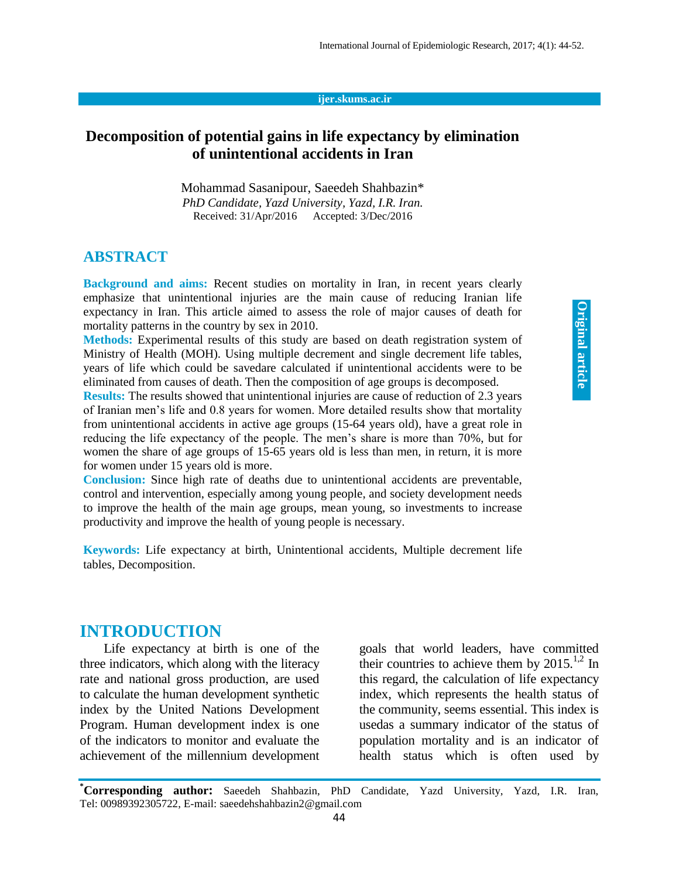# Decomposition of potential gains in life expectancy by elimination of unintentional accidents in Iran

Mohammad Sasanipour, Saeedeh Shahbazin*

*PhD Candidate, Yazd University, Yazd, I.R. Iran.*

Received: 31/Apr/2016 Accepted: 3/Dec/2016

## ABSTRACT

**Background and aims:** Recent studies on mortality in Iran, in recent years clearly emphasize that unintentional injuries are the main cause of reducing Iranian life expectancy in Iran. This article aimed to assess the role of major causes of death for mortality patterns in the country by sex in 2010.

**Methods:** Experimental results of this study are based on death registration system of Ministry of Health (MOH). Using multiple decrement and single decrement life tables, years of life which could be savedare calculated if unintentional accidents were to be eliminated from causes of death. Then the composition of age groups is decomposed.

**Results:** The results showed that unintentional injuries are cause of reduction of 2.3 years of Iranian men's life and 0.8 years for women. More detailed results show that mortality from unintentional accidents in active age groups (15-64 years old), have a great role in reducing the life expectancy of the people. The men's share is more than 70%, but for women the share of age groups of 15-65 years old is less than men, in return, it is more for women under 15 years old is more.

**Conclusion:** Since high rate of deaths due to unintentional accidents are preventable, control and intervention, especially among young people, and society development needs to improve the health of the main age groups, mean young, so investments to increase productivity and improve the health of young people is necessary.

**Keywords:** Life expectancy at birth, Unintentional accidents, Multiple decrement life tables, Decomposition.

## INTRODUCTION

Life expectancy at birth is one of the three indicators, which along with the literacy rate and national gross production, are used to calculate the human development synthetic index by the United Nations Development Program. Human development index is one of the indicators to monitor and evaluate the achievement of the millennium development goals that world leaders, have committed their countries to achieve them by 2015.[1,2] In this regard, the calculation of life expectancy index, which represents the health status of the community, seems essential. This index is usedas a summary indicator of the status of population mortality and is an indicator of health status which is often used by

*Corresponding author: Saeedeh Shahbazin, PhD Candidate, Yazd University, Yazd, I.R. Iran, Tel: 00989392305722, E-mail: saeedehshahbazin2@gmail.com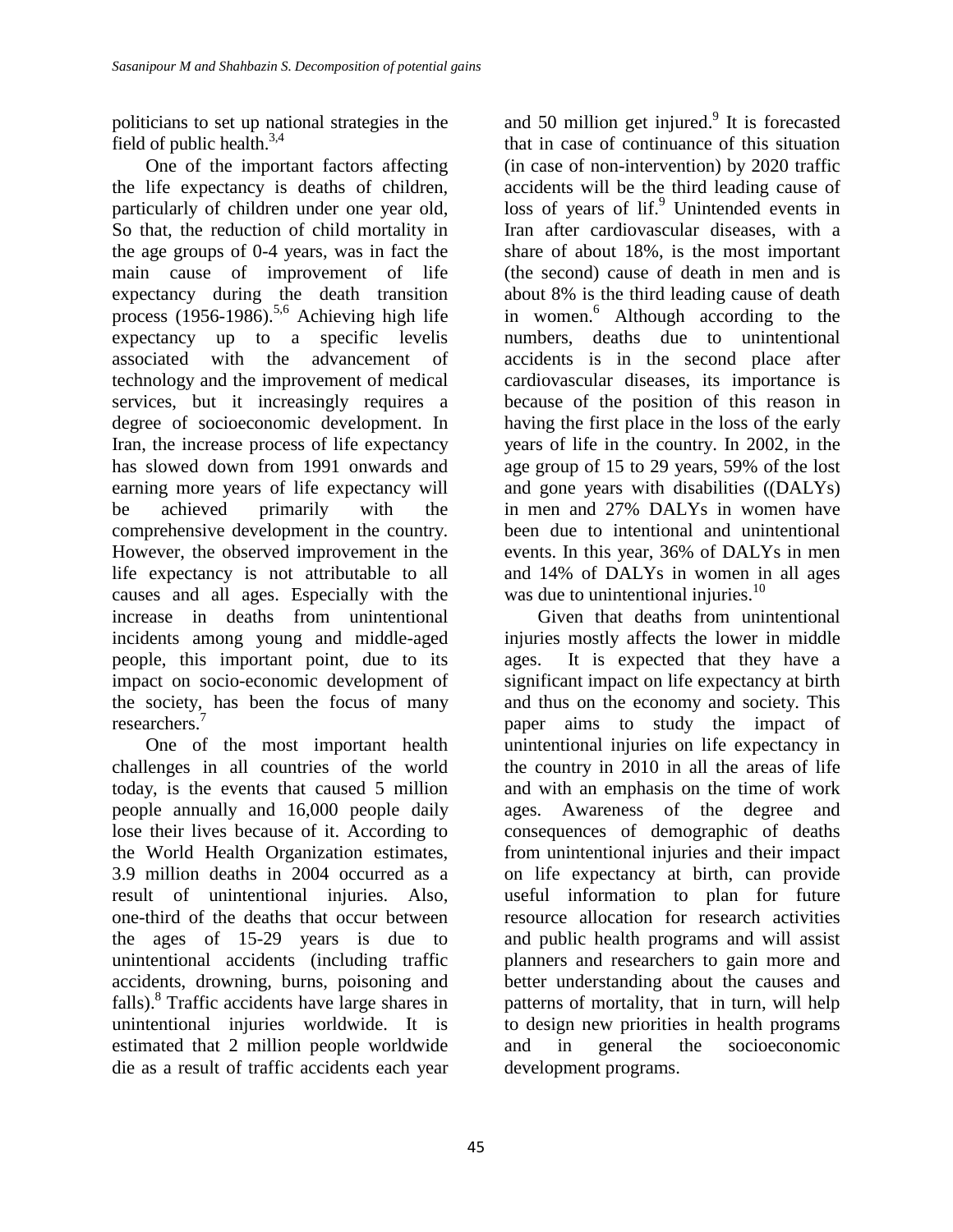politicians to set up national strategies in the field of public health.[3,4]

One of the important factors affecting the life expectancy is deaths of children, particularly of children under one year old, So that, the reduction of child mortality in the age groups of 0-4 years, was in fact the main cause of improvement of life expectancy during the death transition process (1956-1986).[5,6] Achieving high life expectancy up to a specific levelis associated with the advancement of technology and the improvement of medical services, but it increasingly requires a degree of socioeconomic development. In Iran, the increase process of life expectancy has slowed down from 1991 onwards and earning more years of life expectancy will be achieved primarily with the comprehensive development in the country. However, the observed improvement in the life expectancy is not attributable to all causes and all ages. Especially with the increase in deaths from unintentional incidents among young and middle-aged people, this important point, due to its impact on socio-economic development of the society, has been the focus of many researchers.[7]

One of the most important health challenges in all countries of the world today, is the events that caused 5 million people annually and 16,000 people daily lose their lives because of it. According to the World Health Organization estimates, 3.9 million deaths in 2004 occurred as a result of unintentional injuries. Also, one-third of the deaths that occur between the ages of 15-29 years is due to unintentional accidents (including traffic accidents, drowning, burns, poisoning and falls).[8] Traffic accidents have large shares in unintentional injuries worldwide. It is estimated that 2 million people worldwide die as a result of traffic accidents each year and 50 million get injured.[9] It is forecasted that in case of continuance of this situation (in case of non-intervention) by 2020 traffic accidents will be the third leading cause of loss of years of lif.[9] Unintended events in Iran after cardiovascular diseases, with a share of about 18%, is the most important (the second) cause of death in men and is about 8% is the third leading cause of death in women.[6] Although according to the numbers, deaths due to unintentional accidents is in the second place after cardiovascular diseases, its importance is because of the position of this reason in having the first place in the loss of the early years of life in the country. In 2002, in the age group of 15 to 29 years, 59% of the lost and gone years with disabilities ((DALYs) in men and 27% DALYs in women have been due to intentional and unintentional events. In this year, 36% of DALYs in men and 14% of DALYs in women in all ages was due to unintentional injuries.[10]

Given that deaths from unintentional injuries mostly affects the lower in middle ages. It is expected that they have a significant impact on life expectancy at birth and thus on the economy and society. This paper aims to study the impact of unintentional injuries on life expectancy in the country in 2010 in all the areas of life and with an emphasis on the time of work ages. Awareness of the degree and consequences of demographic of deaths from unintentional injuries and their impact on life expectancy at birth, can provide useful information to plan for future resource allocation for research activities and public health programs and will assist planners and researchers to gain more and better understanding about the causes and patterns of mortality, that in turn, will help to design new priorities in health programs and in general the socioeconomic development programs.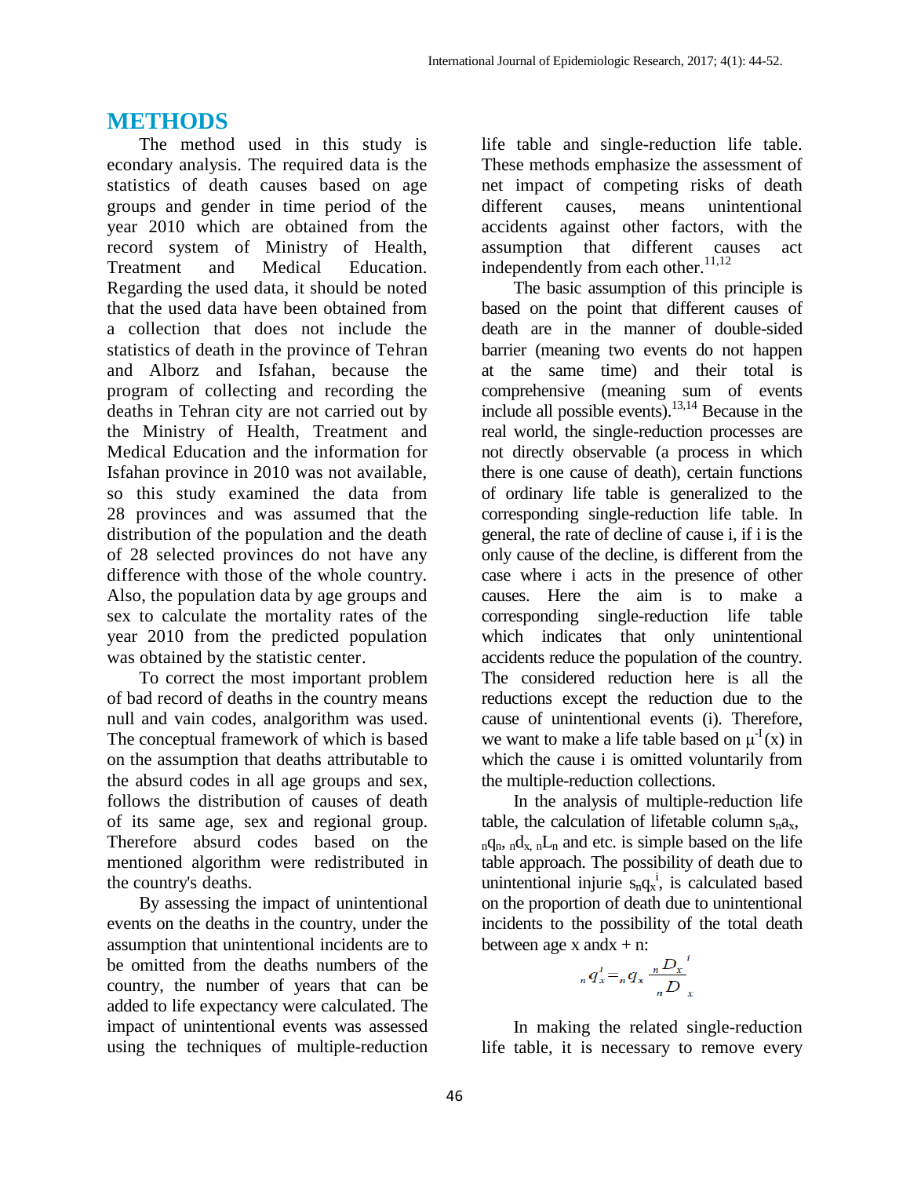# METHODS

The method used in this study is econdary analysis. The required data is the statistics of death causes based on age groups and gender in time period of the year 2010 which are obtained from the record system of Ministry of Health, Treatment and Medical Education. Regarding the used data, it should be noted that the used data have been obtained from a collection that does not include the statistics of death in the province of Tehran and Alborz and Isfahan, because the program of collecting and recording the deaths in Tehran city are not carried out by the Ministry of Health, Treatment and Medical Education and the information for Isfahan province in 2010 was not available, so this study examined the data from 28 provinces and was assumed that the distribution of the population and the death of 28 selected provinces do not have any difference with those of the whole country. Also, the population data by age groups and sex to calculate the mortality rates of the year 2010 from the predicted population was obtained by the statistic center.

To correct the most important problem of bad record of deaths in the country means null and vain codes, analgorithm was used. The conceptual framework of which is based on the assumption that deaths attributable to the absurd codes in all age groups and sex, follows the distribution of causes of death of its same age, sex and regional group. Therefore absurd codes based on the mentioned algorithm were redistributed in the country's deaths.

By assessing the impact of unintentional events on the deaths in the country, under the assumption that unintentional incidents are to be omitted from the deaths numbers of the country, the number of years that can be added to life expectancy were calculated. The impact of unintentional events was assessed using the techniques of multiple-reduction life table and single-reduction life table. These methods emphasize the assessment of net impact of competing risks of death different causes, means unintentional accidents against other factors, with the assumption that different causes act independently from each other.[11,12]

The basic assumption of this principle is based on the point that different causes of death are in the manner of double-sided barrier (meaning two events do not happen at the same time) and their total is comprehensive (meaning sum of events include all possible events).[13,14] Because in the real world, the single-reduction processes are not directly observable (a process in which there is one cause of death), certain functions of ordinary life table is generalized to the corresponding single-reduction life table. In general, the rate of decline of cause i, if i is the only cause of the decline, is different from the case where i acts in the presence of other causes. Here the aim is to make a corresponding single-reduction life table which indicates that only unintentional accidents reduce the population of the country. The considered reduction here is all the reductions except the reduction due to the cause of unintentional events (i). Therefore, we want to make a life table based on $\mu^{-I}(x)$ in which the cause i is omitted voluntarily from the multiple-reduction collections.

In the analysis of multiple-reduction life table, the calculation of lifetable column $s_n a_x$, ${}_nq_n$, ${}_nd_x$, ${}_nL_n$ and etc. is simple based on the life table approach. The possibility of death due to unintentional injurie $s_n q_x^i$, is calculated based on the proportion of death due to unintentional incidents to the possibility of the total death between age x andx + n:

$$ {}_nq_x^i = {}_nq_x \frac{{}_nD_x^{\;i}}{{}_nD_x} $$

In making the related single-reduction life table, it is necessary to remove every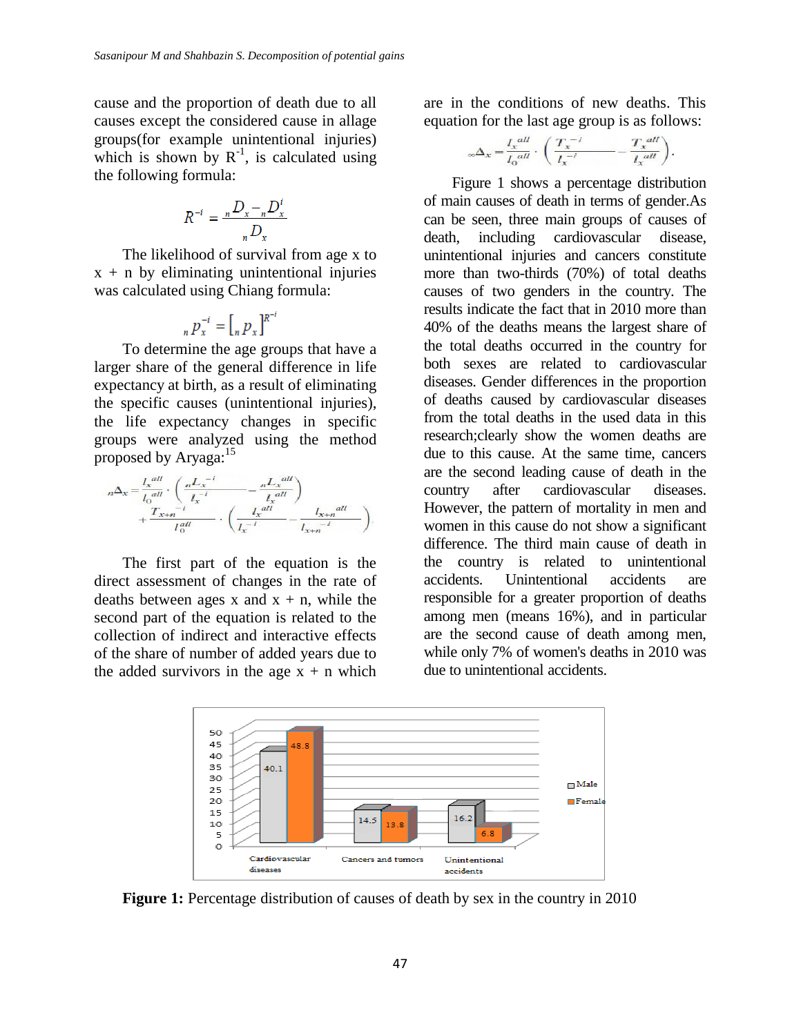cause and the proportion of death due to all causes except the considered cause in allage groups(for example unintentional injuries) which is shown by $R^{-1}$, is calculated using the following formula:

$$R^{-i} = \frac{{}_nD_x - {}_nD_x^i}{{}_nD_x}$$

The likelihood of survival from age x to x + n by eliminating unintentional injuries was calculated using Chiang formula:

$${}_np_x^{-i} = [{}_np_x]^{R^{-i}}$$

To determine the age groups that have a larger share of the general difference in life expectancy at birth, as a result of eliminating the specific causes (unintentional injuries), the life expectancy changes in specific groups were analyzed using the method proposed by Aryaga:[15]

$${}_n\Delta_x = \frac{l_x^{all}}{l_0^{all}} \cdot \left( \frac{{}_nL_x^{-i}}{l_x^{-i}} - \frac{{}_nL_x^{all}}{l_x^{all}} \right) + \frac{T_{x+n}^{-i}}{l_0^{all}} \cdot \left( \frac{l_x^{all}}{l_x^{-i}} - \frac{l_{x+n}^{all}}{l_{x+n}^{-i}} \right)$$

The first part of the equation is the direct assessment of changes in the rate of deaths between ages x and x + n, while the second part of the equation is related to the collection of indirect and interactive effects of the share of number of added years due to the added survivors in the age x + n which are in the conditions of new deaths. This equation for the last age group is as follows:

$${}_\infty\Delta_x = \frac{l_x^{all}}{l_0^{all}} \cdot \left( \frac{T_x^{-i}}{l_x^{-i}} - \frac{T_x^{all}}{l_x^{all}} \right).$$

Figure 1 shows a percentage distribution of main causes of death in terms of gender.As can be seen, three main groups of causes of death, including cardiovascular disease, unintentional injuries and cancers constitute more than two-thirds (70%) of total deaths causes of two genders in the country. The results indicate the fact that in 2010 more than 40% of the deaths means the largest share of the total deaths occurred in the country for both sexes are related to cardiovascular diseases. Gender differences in the proportion of deaths caused by cardiovascular diseases from the total deaths in the used data in this research;clearly show the women deaths are due to this cause. At the same time, cancers are the second leading cause of death in the country after cardiovascular diseases. However, the pattern of mortality in men and women in this cause do not show a significant difference. The third main cause of death in the country is related to unintentional accidents. Unintentional accidents are responsible for a greater proportion of deaths among men (means 16%), and in particular are the second cause of death among men, while only 7% of women's deaths in 2010 was due to unintentional accidents.

| | Cardiovascular diseases | Cancers and tumors | Unintentional accidents |
|---|---|---|---|
| Male | 40.1 | 14.5 | 16.2 |
| Female | 48.8 | 13.8 | 6.8 |

**Figure 1:** Percentage distribution of causes of death by sex in the country in 2010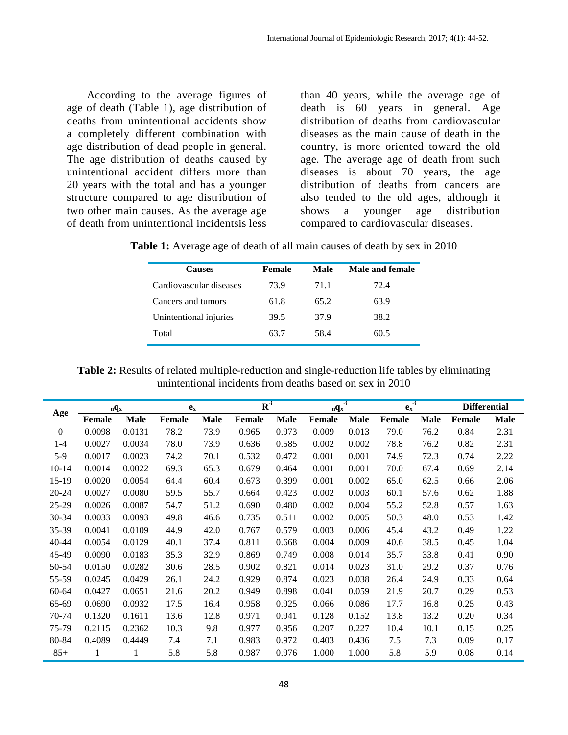According to the average figures of age of death (Table 1), age distribution of deaths from unintentional accidents show a completely different combination with age distribution of dead people in general. The age distribution of deaths caused by unintentional accident differs more than 20 years with the total and has a younger structure compared to age distribution of two other main causes. As the average age of death from unintentional incidentsis less than 40 years, while the average age of death is 60 years in general. Age distribution of deaths from cardiovascular diseases as the main cause of death in the country, is more oriented toward the old age. The average age of death from such diseases is about 70 years, the age distribution of deaths from cancers are also tended to the old ages, although it shows a younger age distribution compared to cardiovascular diseases.

**Table 1:** Average age of death of all main causes of death by sex in 2010

| Causes | Female | Male | Male and female |
|---|---|---|---|
| Cardiovascular diseases | 73.9 | 71.1 | 72.4 |
| Cancers and tumors | 61.8 | 65.2 | 63.9 |
| Unintentional injuries | 39.5 | 37.9 | 38.2 |
| Total | 63.7 | 58.4 | 60.5 |

**Table 2:** Results of related multiple-reduction and single-reduction life tables by eliminating unintentional incidents from deaths based on sex in 2010

| Age | ${}_nq_x$ | | $e_x$ | | $R^{-i}$ | | ${}_nq_x^{-i}$ | | $e_x^{-i}$ | | Differential | |
|---|---|---|---|---|---|---|---|---|---|---|---|---|
| | Female | Male | Female | Male | Female | Male | Female | Male | Female | Male | Female | Male |
| 0 | 0.0098 | 0.0131 | 78.2 | 73.9 | 0.965 | 0.973 | 0.009 | 0.013 | 79.0 | 76.2 | 0.84 | 2.31 |
| 1-4 | 0.0027 | 0.0034 | 78.0 | 73.9 | 0.636 | 0.585 | 0.002 | 0.002 | 78.8 | 76.2 | 0.82 | 2.31 |
| 5-9 | 0.0017 | 0.0023 | 74.2 | 70.1 | 0.532 | 0.472 | 0.001 | 0.001 | 74.9 | 72.3 | 0.74 | 2.22 |
| 10-14 | 0.0014 | 0.0022 | 69.3 | 65.3 | 0.679 | 0.464 | 0.001 | 0.001 | 70.0 | 67.4 | 0.69 | 2.14 |
| 15-19 | 0.0020 | 0.0054 | 64.4 | 60.4 | 0.673 | 0.399 | 0.001 | 0.002 | 65.0 | 62.5 | 0.66 | 2.06 |
| 20-24 | 0.0027 | 0.0080 | 59.5 | 55.7 | 0.664 | 0.423 | 0.002 | 0.003 | 60.1 | 57.6 | 0.62 | 1.88 |
| 25-29 | 0.0026 | 0.0087 | 54.7 | 51.2 | 0.690 | 0.480 | 0.002 | 0.004 | 55.2 | 52.8 | 0.57 | 1.63 |
| 30-34 | 0.0033 | 0.0093 | 49.8 | 46.6 | 0.735 | 0.511 | 0.002 | 0.005 | 50.3 | 48.0 | 0.53 | 1.42 |
| 35-39 | 0.0041 | 0.0109 | 44.9 | 42.0 | 0.767 | 0.579 | 0.003 | 0.006 | 45.4 | 43.2 | 0.49 | 1.22 |
| 40-44 | 0.0054 | 0.0129 | 40.1 | 37.4 | 0.811 | 0.668 | 0.004 | 0.009 | 40.6 | 38.5 | 0.45 | 1.04 |
| 45-49 | 0.0090 | 0.0183 | 35.3 | 32.9 | 0.869 | 0.749 | 0.008 | 0.014 | 35.7 | 33.8 | 0.41 | 0.90 |
| 50-54 | 0.0150 | 0.0282 | 30.6 | 28.5 | 0.902 | 0.821 | 0.014 | 0.023 | 31.0 | 29.2 | 0.37 | 0.76 |
| 55-59 | 0.0245 | 0.0429 | 26.1 | 24.2 | 0.929 | 0.874 | 0.023 | 0.038 | 26.4 | 24.9 | 0.33 | 0.64 |
| 60-64 | 0.0427 | 0.0651 | 21.6 | 20.2 | 0.949 | 0.898 | 0.041 | 0.059 | 21.9 | 20.7 | 0.29 | 0.53 |
| 65-69 | 0.0690 | 0.0932 | 17.5 | 16.4 | 0.958 | 0.925 | 0.066 | 0.086 | 17.7 | 16.8 | 0.25 | 0.43 |
| 70-74 | 0.1320 | 0.1611 | 13.6 | 12.8 | 0.971 | 0.941 | 0.128 | 0.152 | 13.8 | 13.2 | 0.20 | 0.34 |
| 75-79 | 0.2115 | 0.2362 | 10.3 | 9.8 | 0.977 | 0.956 | 0.207 | 0.227 | 10.4 | 10.1 | 0.15 | 0.25 |
| 80-84 | 0.4089 | 0.4449 | 7.4 | 7.1 | 0.983 | 0.972 | 0.403 | 0.436 | 7.5 | 7.3 | 0.09 | 0.17 |
| 85+ | 1 | 1 | 5.8 | 5.8 | 0.987 | 0.976 | 1.000 | 1.000 | 5.8 | 5.9 | 0.08 | 0.14 |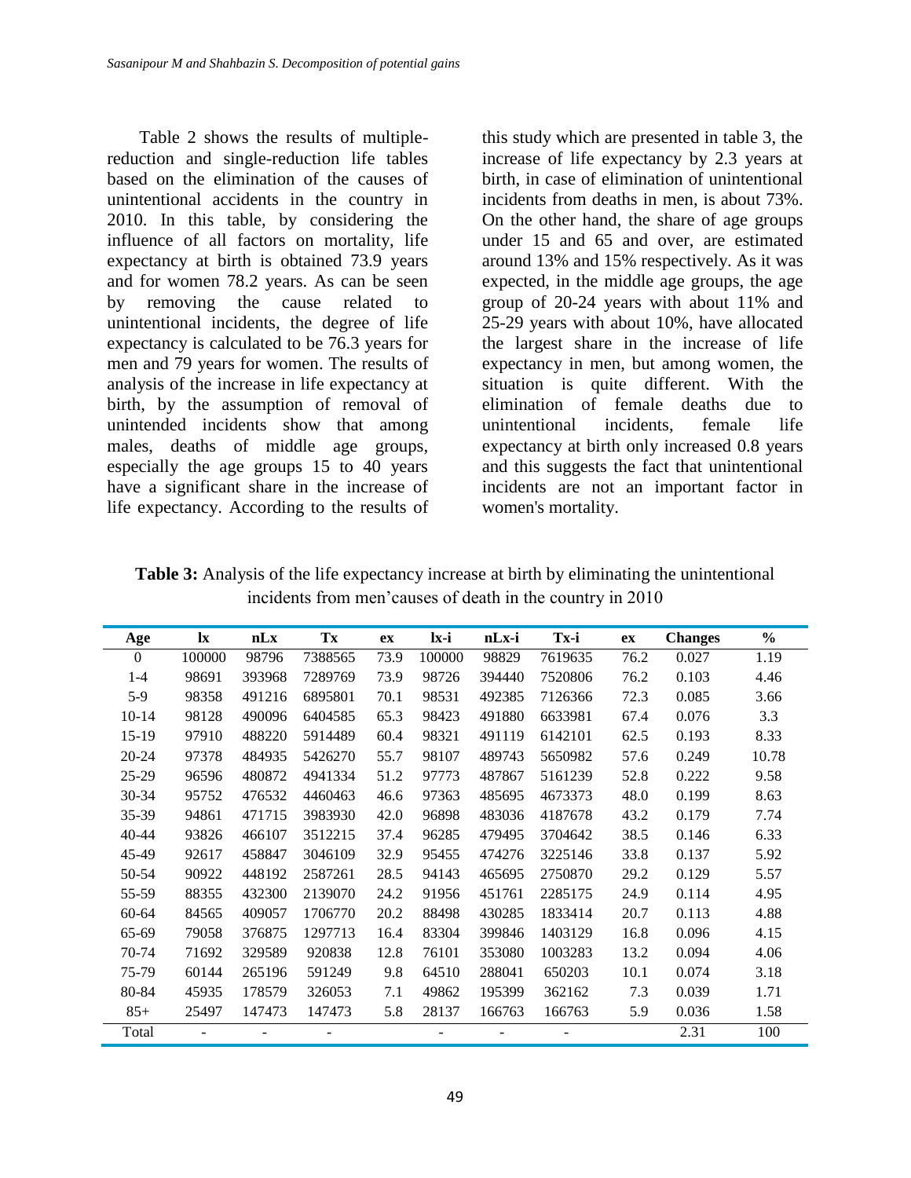Table 2 shows the results of multiple-reduction and single-reduction life tables based on the elimination of the causes of unintentional accidents in the country in 2010. In this table, by considering the influence of all factors on mortality, life expectancy at birth is obtained 73.9 years and for women 78.2 years. As can be seen by removing the cause related to unintentional incidents, the degree of life expectancy is calculated to be 76.3 years for men and 79 years for women. The results of analysis of the increase in life expectancy at birth, by the assumption of removal of unintended incidents show that among males, deaths of middle age groups, especially the age groups 15 to 40 years have a significant share in the increase of life expectancy. According to the results of this study which are presented in table 3, the increase of life expectancy by 2.3 years at birth, in case of elimination of unintentional incidents from deaths in men, is about 73%. On the other hand, the share of age groups under 15 and 65 and over, are estimated around 13% and 15% respectively. As it was expected, in the middle age groups, the age group of 20-24 years with about 11% and 25-29 years with about 10%, have allocated the largest share in the increase of life expectancy in men, but among women, the situation is quite different. With the elimination of female deaths due to unintentional incidents, female life expectancy at birth only increased 0.8 years and this suggests the fact that unintentional incidents are not an important factor in women's mortality.

**Table 3:** Analysis of the life expectancy increase at birth by eliminating the unintentional incidents from men'causes of death in the country in 2010

| Age | lx | nLx | Tx | ex | lx-i | nLx-i | Tx-i | ex | Changes | % |
|---|---|---|---|---|---|---|---|---|---|---|
| 0 | 100000 | 98796 | 7388565 | 73.9 | 100000 | 98829 | 7619635 | 76.2 | 0.027 | 1.19 |
| 1-4 | 98691 | 393968 | 7289769 | 73.9 | 98726 | 394440 | 7520806 | 76.2 | 0.103 | 4.46 |
| 5-9 | 98358 | 491216 | 6895801 | 70.1 | 98531 | 492385 | 7126366 | 72.3 | 0.085 | 3.66 |
| 10-14 | 98128 | 490096 | 6404585 | 65.3 | 98423 | 491880 | 6633981 | 67.4 | 0.076 | 3.3 |
| 15-19 | 97910 | 488220 | 5914489 | 60.4 | 98321 | 491119 | 6142101 | 62.5 | 0.193 | 8.33 |
| 20-24 | 97378 | 484935 | 5426270 | 55.7 | 98107 | 489743 | 5650982 | 57.6 | 0.249 | 10.78 |
| 25-29 | 96596 | 480872 | 4941334 | 51.2 | 97773 | 487867 | 5161239 | 52.8 | 0.222 | 9.58 |
| 30-34 | 95752 | 476532 | 4460463 | 46.6 | 97363 | 485695 | 4673373 | 48.0 | 0.199 | 8.63 |
| 35-39 | 94861 | 471715 | 3983930 | 42.0 | 96898 | 483036 | 4187678 | 43.2 | 0.179 | 7.74 |
| 40-44 | 93826 | 466107 | 3512215 | 37.4 | 96285 | 479495 | 3704642 | 38.5 | 0.146 | 6.33 |
| 45-49 | 92617 | 458847 | 3046109 | 32.9 | 95455 | 474276 | 3225146 | 33.8 | 0.137 | 5.92 |
| 50-54 | 90922 | 448192 | 2587261 | 28.5 | 94143 | 465695 | 2750870 | 29.2 | 0.129 | 5.57 |
| 55-59 | 88355 | 432300 | 2139070 | 24.2 | 91956 | 451761 | 2285175 | 24.9 | 0.114 | 4.95 |
| 60-64 | 84565 | 409057 | 1706770 | 20.2 | 88498 | 430285 | 1833414 | 20.7 | 0.113 | 4.88 |
| 65-69 | 79058 | 376875 | 1297713 | 16.4 | 83304 | 399846 | 1403129 | 16.8 | 0.096 | 4.15 |
| 70-74 | 71692 | 329589 | 920838 | 12.8 | 76101 | 353080 | 1003283 | 13.2 | 0.094 | 4.06 |
| 75-79 | 60144 | 265196 | 591249 | 9.8 | 64510 | 288041 | 650203 | 10.1 | 0.074 | 3.18 |
| 80-84 | 45935 | 178579 | 326053 | 7.1 | 49862 | 195399 | 362162 | 7.3 | 0.039 | 1.71 |
| 85+ | 25497 | 147473 | 147473 | 5.8 | 28137 | 166763 | 166763 | 5.9 | 0.036 | 1.58 |
| Total | - | - | - | | - | - | - | | 2.31 | 100 |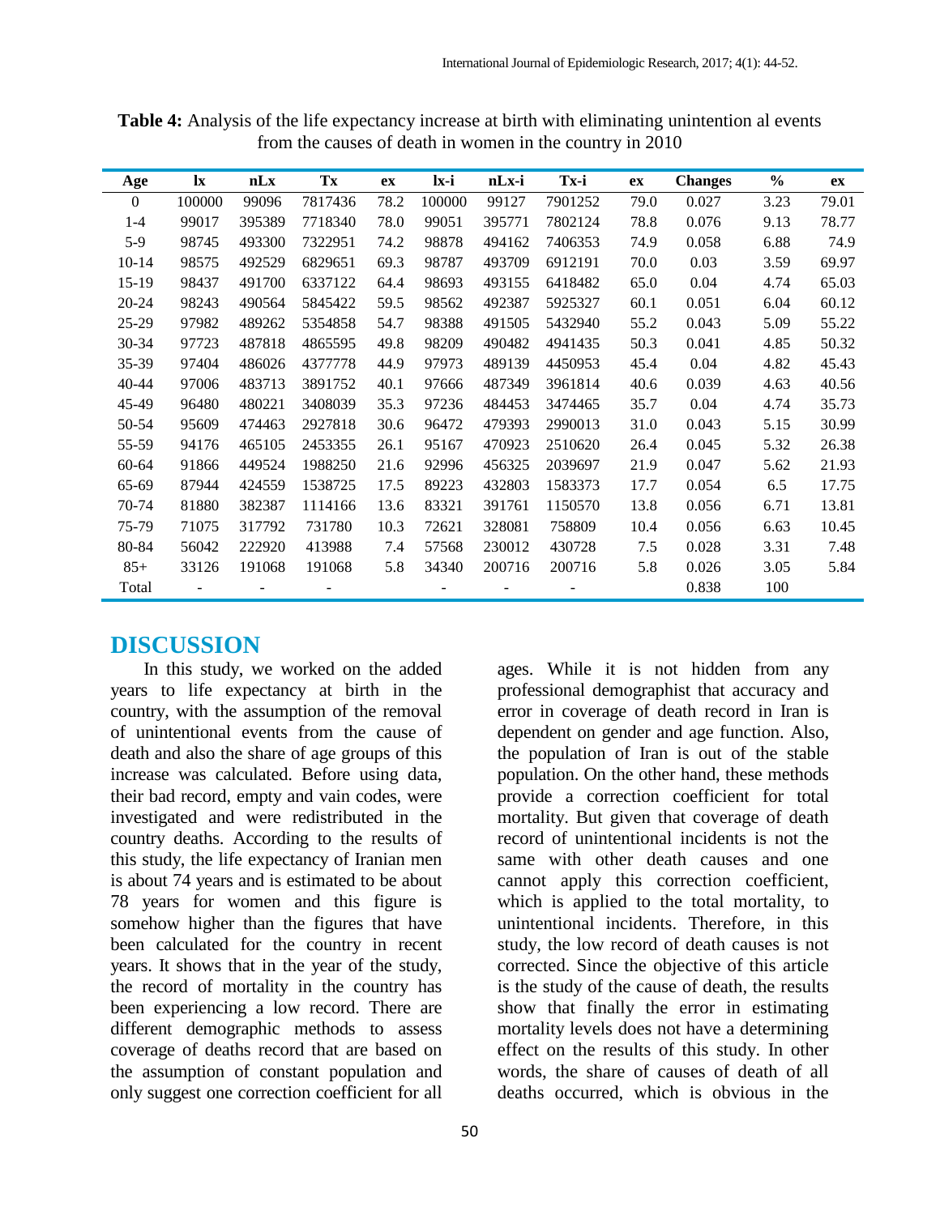**Table 4:** Analysis of the life expectancy increase at birth with eliminating unintention al events from the causes of death in women in the country in 2010

| Age | lx | nLx | Tx | ex | lx-i | nLx-i | Tx-i | ex | Changes | % | ex |
|---|---|---|---|---|---|---|---|---|---|---|---|
| 0 | 100000 | 99096 | 7817436 | 78.2 | 100000 | 99127 | 7901252 | 79.0 | 0.027 | 3.23 | 79.01 |
| 1-4 | 99017 | 395389 | 7718340 | 78.0 | 99051 | 395771 | 7802124 | 78.8 | 0.076 | 9.13 | 78.77 |
| 5-9 | 98745 | 493300 | 7322951 | 74.2 | 98878 | 494162 | 7406353 | 74.9 | 0.058 | 6.88 | 74.9 |
| 10-14 | 98575 | 492529 | 6829651 | 69.3 | 98787 | 493709 | 6912191 | 70.0 | 0.03 | 3.59 | 69.97 |
| 15-19 | 98437 | 491700 | 6337122 | 64.4 | 98693 | 493155 | 6418482 | 65.0 | 0.04 | 4.74 | 65.03 |
| 20-24 | 98243 | 490564 | 5845422 | 59.5 | 98562 | 492387 | 5925327 | 60.1 | 0.051 | 6.04 | 60.12 |
| 25-29 | 97982 | 489262 | 5354858 | 54.7 | 98388 | 491505 | 5432940 | 55.2 | 0.043 | 5.09 | 55.22 |
| 30-34 | 97723 | 487818 | 4865595 | 49.8 | 98209 | 490482 | 4941435 | 50.3 | 0.041 | 4.85 | 50.32 |
| 35-39 | 97404 | 486026 | 4377778 | 44.9 | 97973 | 489139 | 4450953 | 45.4 | 0.04 | 4.82 | 45.43 |
| 40-44 | 97006 | 483713 | 3891752 | 40.1 | 97666 | 487349 | 3961814 | 40.6 | 0.039 | 4.63 | 40.56 |
| 45-49 | 96480 | 480221 | 3408039 | 35.3 | 97236 | 484453 | 3474465 | 35.7 | 0.04 | 4.74 | 35.73 |
| 50-54 | 95609 | 474463 | 2927818 | 30.6 | 96472 | 479393 | 2990013 | 31.0 | 0.043 | 5.15 | 30.99 |
| 55-59 | 94176 | 465105 | 2453355 | 26.1 | 95167 | 470923 | 2510620 | 26.4 | 0.045 | 5.32 | 26.38 |
| 60-64 | 91866 | 449524 | 1988250 | 21.6 | 92996 | 456325 | 2039697 | 21.9 | 0.047 | 5.62 | 21.93 |
| 65-69 | 87944 | 424559 | 1538725 | 17.5 | 89223 | 432803 | 1583373 | 17.7 | 0.054 | 6.5 | 17.75 |
| 70-74 | 81880 | 382387 | 1114166 | 13.6 | 83321 | 391761 | 1150570 | 13.8 | 0.056 | 6.71 | 13.81 |
| 75-79 | 71075 | 317792 | 731780 | 10.3 | 72621 | 328081 | 758809 | 10.4 | 0.056 | 6.63 | 10.45 |
| 80-84 | 56042 | 222920 | 413988 | 7.4 | 57568 | 230012 | 430728 | 7.5 | 0.028 | 3.31 | 7.48 |
| 85+ | 33126 | 191068 | 191068 | 5.8 | 34340 | 200716 | 200716 | 5.8 | 0.026 | 3.05 | 5.84 |
| Total | - | - | - | | - | - | - | | 0.838 | 100 | |

## DISCUSSION

In this study, we worked on the added years to life expectancy at birth in the country, with the assumption of the removal of unintentional events from the cause of death and also the share of age groups of this increase was calculated. Before using data, their bad record, empty and vain codes, were investigated and were redistributed in the country deaths. According to the results of this study, the life expectancy of Iranian men is about 74 years and is estimated to be about 78 years for women and this figure is somehow higher than the figures that have been calculated for the country in recent years. It shows that in the year of the study, the record of mortality in the country has been experiencing a low record. There are different demographic methods to assess coverage of deaths record that are based on the assumption of constant population and only suggest one correction coefficient for all ages. While it is not hidden from any professional demographist that accuracy and error in coverage of death record in Iran is dependent on gender and age function. Also, the population of Iran is out of the stable population. On the other hand, these methods provide a correction coefficient for total mortality. But given that coverage of death record of unintentional incidents is not the same with other death causes and one cannot apply this correction coefficient, which is applied to the total mortality, to unintentional incidents. Therefore, in this study, the low record of death causes is not corrected. Since the objective of this article is the study of the cause of death, the results show that finally the error in estimating mortality levels does not have a determining effect on the results of this study. In other words, the share of causes of death of all deaths occurred, which is obvious in the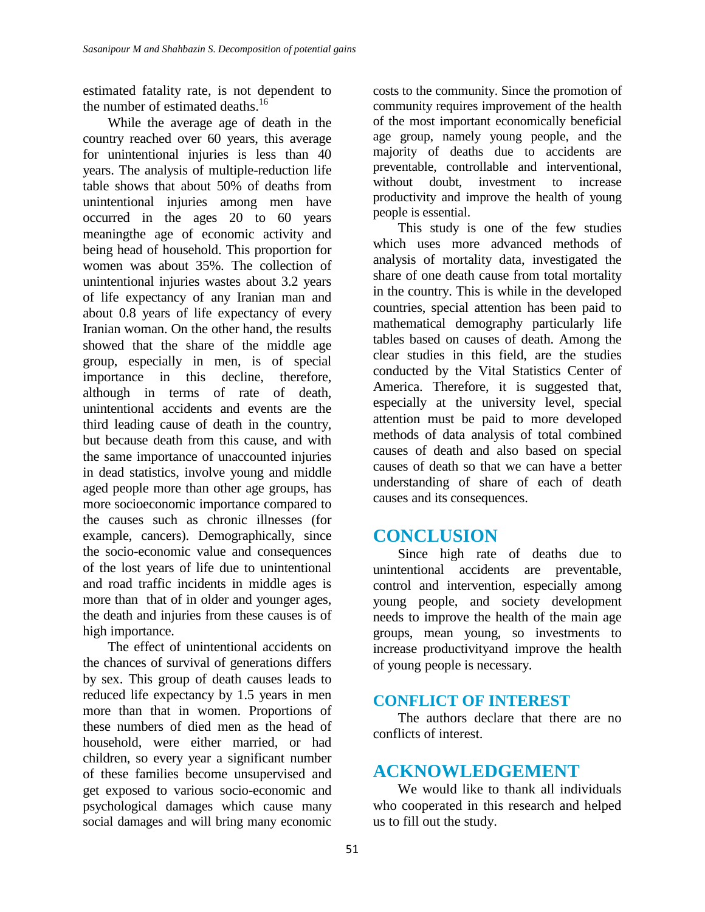estimated fatality rate, is not dependent to the number of estimated deaths.[16]

While the average age of death in the country reached over 60 years, this average for unintentional injuries is less than 40 years. The analysis of multiple-reduction life table shows that about 50% of deaths from unintentional injuries among men have occurred in the ages 20 to 60 years meaningthe age of economic activity and being head of household. This proportion for women was about 35%. The collection of unintentional injuries wastes about 3.2 years of life expectancy of any Iranian man and about 0.8 years of life expectancy of every Iranian woman. On the other hand, the results showed that the share of the middle age group, especially in men, is of special importance in this decline, therefore, although in terms of rate of death, unintentional accidents and events are the third leading cause of death in the country, but because death from this cause, and with the same importance of unaccounted injuries in dead statistics, involve young and middle aged people more than other age groups, has more socioeconomic importance compared to the causes such as chronic illnesses (for example, cancers). Demographically, since the socio-economic value and consequences of the lost years of life due to unintentional and road traffic incidents in middle ages is more than that of in older and younger ages, the death and injuries from these causes is of high importance.

The effect of unintentional accidents on the chances of survival of generations differs by sex. This group of death causes leads to reduced life expectancy by 1.5 years in men more than that in women. Proportions of these numbers of died men as the head of household, were either married, or had children, so every year a significant number of these families become unsupervised and get exposed to various socio-economic and psychological damages which cause many social damages and will bring many economic costs to the community. Since the promotion of community requires improvement of the health of the most important economically beneficial age group, namely young people, and the majority of deaths due to accidents are preventable, controllable and interventional, without doubt, investment to increase productivity and improve the health of young people is essential.

This study is one of the few studies which uses more advanced methods of analysis of mortality data, investigated the share of one death cause from total mortality in the country. This is while in the developed countries, special attention has been paid to mathematical demography particularly life tables based on causes of death. Among the clear studies in this field, are the studies conducted by the Vital Statistics Center of America. Therefore, it is suggested that, especially at the university level, special attention must be paid to more developed methods of data analysis of total combined causes of death and also based on special causes of death so that we can have a better understanding of share of each of death causes and its consequences.

## CONCLUSION

Since high rate of deaths due to unintentional accidents are preventable, control and intervention, especially among young people, and society development needs to improve the health of the main age groups, mean young, so investments to increase productivityand improve the health of young people is necessary.

## CONFLICT OF INTEREST

The authors declare that there are no conflicts of interest.

## ACKNOWLEDGEMENT

We would like to thank all individuals who cooperated in this research and helped us to fill out the study.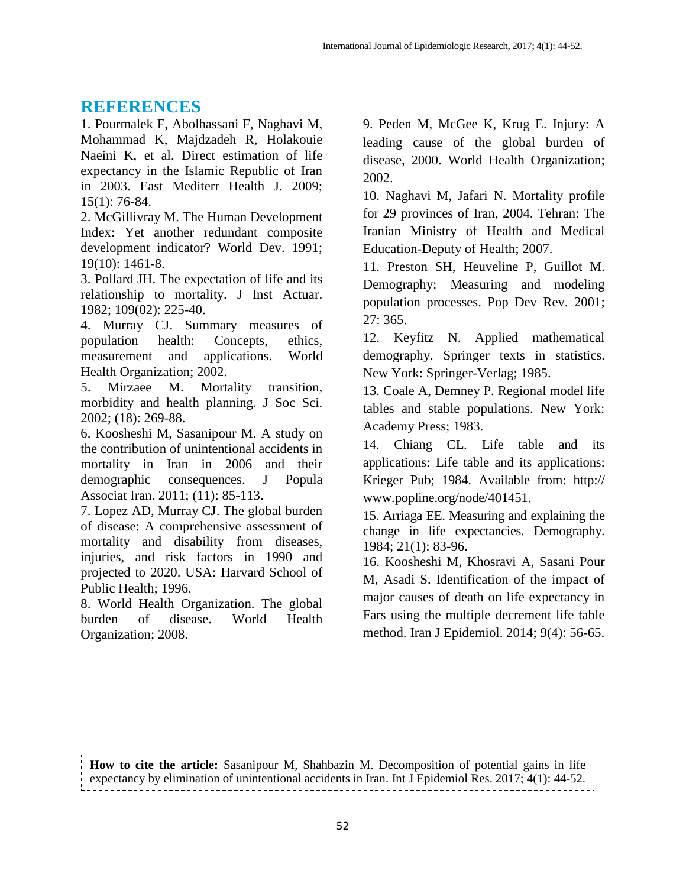## REFERENCES

1. Pourmalek F, Abolhassani F, Naghavi M, Mohammad K, Majdzadeh R, Holakouie Naeini K, et al. Direct estimation of life expectancy in the Islamic Republic of Iran in 2003. East Mediterr Health J. 2009; 15(1): 76-84.
2. McGillivray M. The Human Development Index: Yet another redundant composite development indicator? World Dev. 1991; 19(10): 1461-8.
3. Pollard JH. The expectation of life and its relationship to mortality. J Inst Actuar. 1982; 109(02): 225-40.
4. Murray CJ. Summary measures of population health: Concepts, ethics, measurement and applications. World Health Organization; 2002.
5. Mirzaee M. Mortality transition, morbidity and health planning. J Soc Sci. 2002; (18): 269-88.
6. Koosheshi M, Sasanipour M. A study on the contribution of unintentional accidents in mortality in Iran in 2006 and their demographic consequences. J Popula Associat Iran. 2011; (11): 85-113.
7. Lopez AD, Murray CJ. The global burden of disease: A comprehensive assessment of mortality and disability from diseases, injuries, and risk factors in 1990 and projected to 2020. USA: Harvard School of Public Health; 1996.
8. World Health Organization. The global burden of disease. World Health Organization; 2008.
9. Peden M, McGee K, Krug E. Injury: A leading cause of the global burden of disease, 2000. World Health Organization; 2002.
10. Naghavi M, Jafari N. Mortality profile for 29 provinces of Iran, 2004. Tehran: The Iranian Ministry of Health and Medical Education-Deputy of Health; 2007.
11. Preston SH, Heuveline P, Guillot M. Demography: Measuring and modeling population processes. Pop Dev Rev. 2001; 27: 365.
12. Keyfitz N. Applied mathematical demography. Springer texts in statistics. New York: Springer-Verlag; 1985.
13. Coale A, Demney P. Regional model life tables and stable populations. New York: Academy Press; 1983.
14. Chiang CL. Life table and its applications: Life table and its applications: Krieger Pub; 1984. Available from: http:// www.popline.org/node/401451.
15. Arriaga EE. Measuring and explaining the change in life expectancies. Demography. 1984; 21(1): 83-96.
16. Koosheshi M, Khosravi A, Sasani Pour M, Asadi S. Identification of the impact of major causes of death on life expectancy in Fars using the multiple decrement life table method. Iran J Epidemiol. 2014; 9(4): 56-65.

**How to cite the article:** Sasanipour M, Shahbazin M. Decomposition of potential gains in life expectancy by elimination of unintentional accidents in Iran. Int J Epidemiol Res. 2017; 4(1): 44-52.